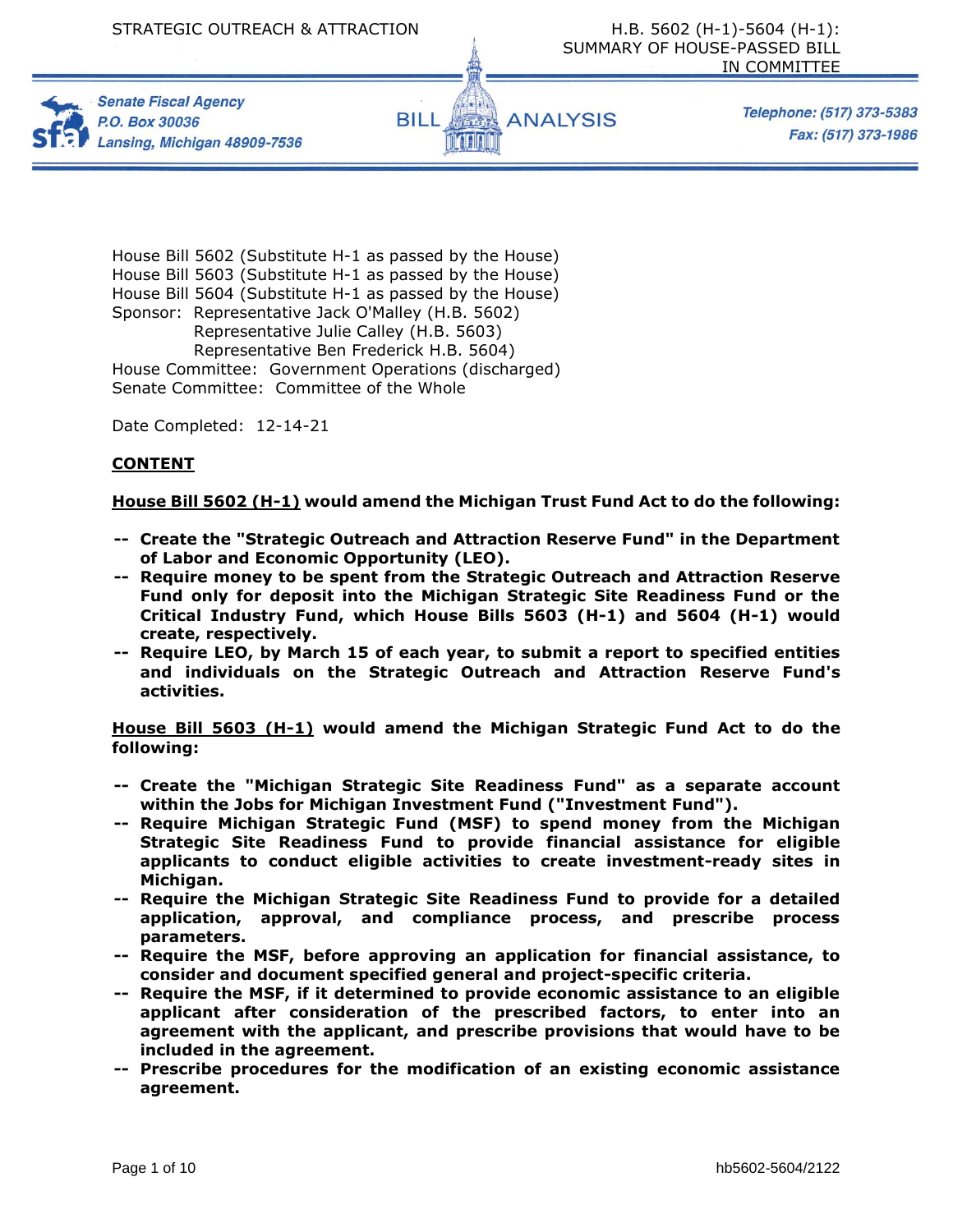STRATEGIC OUTREACH & ATTRACTION

H.B. 5602 (H-1)-5604 (H-1): SUMMARY OF HOUSE-PASSED BILL IN COMMITTEE

Senate Fiscal Agency
P.O. Box 30036
Lansing, Michigan 48909-7536

BILL ANALYSIS

Telephone: (517) 373-5383
Fax: (517) 373-1986

House Bill 5602 (Substitute H-1 as passed by the House)
House Bill 5603 (Substitute H-1 as passed by the House)
House Bill 5604 (Substitute H-1 as passed by the House)
Sponsor: Representative Jack O'Malley (H.B. 5602)
Representative Julie Calley (H.B. 5603)
Representative Ben Frederick H.B. 5604)
House Committee: Government Operations (discharged)
Senate Committee: Committee of the Whole

Date Completed: 12-14-21

## CONTENT

**House Bill 5602 (H-1) would amend the Michigan Trust Fund Act to do the following:**

- **Create the "Strategic Outreach and Attraction Reserve Fund" in the Department of Labor and Economic Opportunity (LEO).**
- **Require money to be spent from the Strategic Outreach and Attraction Reserve Fund only for deposit into the Michigan Strategic Site Readiness Fund or the Critical Industry Fund, which House Bills 5603 (H-1) and 5604 (H-1) would create, respectively.**
- **Require LEO, by March 15 of each year, to submit a report to specified entities and individuals on the Strategic Outreach and Attraction Reserve Fund's activities.**

**House Bill 5603 (H-1) would amend the Michigan Strategic Fund Act to do the following:**

- **Create the "Michigan Strategic Site Readiness Fund" as a separate account within the Jobs for Michigan Investment Fund ("Investment Fund").**
- **Require Michigan Strategic Fund (MSF) to spend money from the Michigan Strategic Site Readiness Fund to provide financial assistance for eligible applicants to conduct eligible activities to create investment-ready sites in Michigan.**
- **Require the Michigan Strategic Site Readiness Fund to provide for a detailed application, approval, and compliance process, and prescribe process parameters.**
- **Require the MSF, before approving an application for financial assistance, to consider and document specified general and project-specific criteria.**
- **Require the MSF, if it determined to provide economic assistance to an eligible applicant after consideration of the prescribed factors, to enter into an agreement with the applicant, and prescribe provisions that would have to be included in the agreement.**
- **Prescribe procedures for the modification of an existing economic assistance agreement.**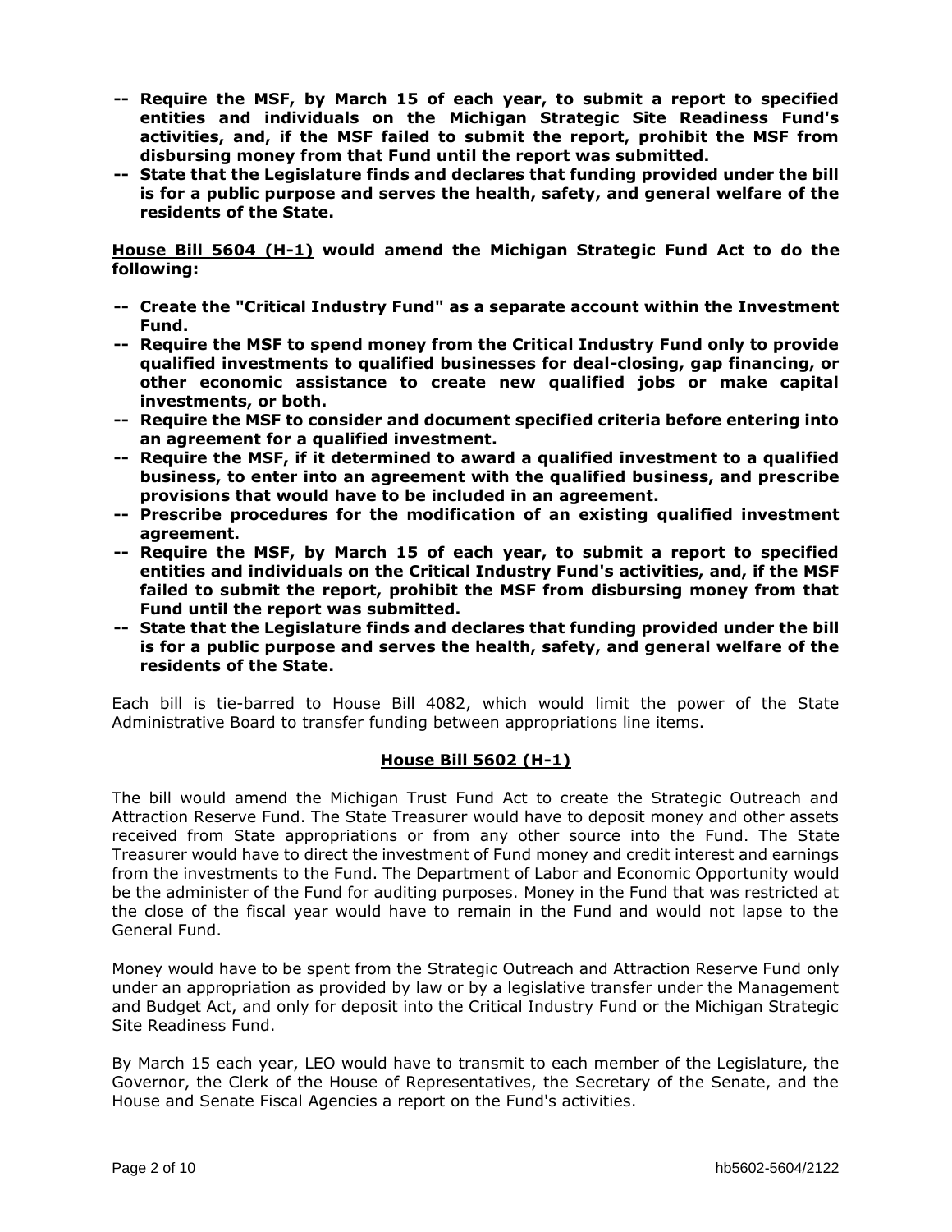**-- Require the MSF, by March 15 of each year, to submit a report to specified entities and individuals on the Michigan Strategic Site Readiness Fund's activities, and, if the MSF failed to submit the report, prohibit the MSF from disbursing money from that Fund until the report was submitted.**

**-- State that the Legislature finds and declares that funding provided under the bill is for a public purpose and serves the health, safety, and general welfare of the residents of the State.**

**<u>House Bill 5604 (H-1)</u> would amend the Michigan Strategic Fund Act to do the following:**

**-- Create the "Critical Industry Fund" as a separate account within the Investment Fund.**

**-- Require the MSF to spend money from the Critical Industry Fund only to provide qualified investments to qualified businesses for deal-closing, gap financing, or other economic assistance to create new qualified jobs or make capital investments, or both.**

**-- Require the MSF to consider and document specified criteria before entering into an agreement for a qualified investment.**

**-- Require the MSF, if it determined to award a qualified investment to a qualified business, to enter into an agreement with the qualified business, and prescribe provisions that would have to be included in an agreement.**

**-- Prescribe procedures for the modification of an existing qualified investment agreement.**

**-- Require the MSF, by March 15 of each year, to submit a report to specified entities and individuals on the Critical Industry Fund's activities, and, if the MSF failed to submit the report, prohibit the MSF from disbursing money from that Fund until the report was submitted.**

**-- State that the Legislature finds and declares that funding provided under the bill is for a public purpose and serves the health, safety, and general welfare of the residents of the State.**

Each bill is tie-barred to House Bill 4082, which would limit the power of the State Administrative Board to transfer funding between appropriations line items.

**<u>House Bill 5602 (H-1)</u>**

The bill would amend the Michigan Trust Fund Act to create the Strategic Outreach and Attraction Reserve Fund. The State Treasurer would have to deposit money and other assets received from State appropriations or from any other source into the Fund. The State Treasurer would have to direct the investment of Fund money and credit interest and earnings from the investments to the Fund. The Department of Labor and Economic Opportunity would be the administer of the Fund for auditing purposes. Money in the Fund that was restricted at the close of the fiscal year would have to remain in the Fund and would not lapse to the General Fund.

Money would have to be spent from the Strategic Outreach and Attraction Reserve Fund only under an appropriation as provided by law or by a legislative transfer under the Management and Budget Act, and only for deposit into the Critical Industry Fund or the Michigan Strategic Site Readiness Fund.

By March 15 each year, LEO would have to transmit to each member of the Legislature, the Governor, the Clerk of the House of Representatives, the Secretary of the Senate, and the House and Senate Fiscal Agencies a report on the Fund's activities.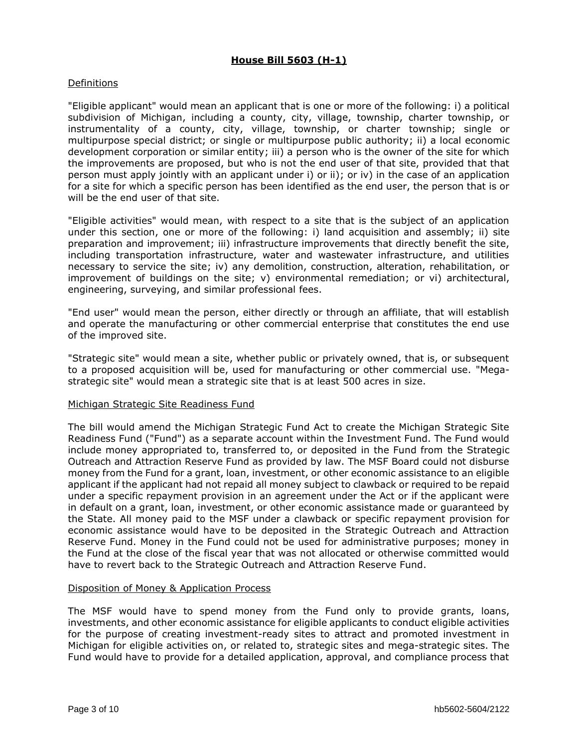## **House Bill 5603 (H-1)**

Definitions

"Eligible applicant" would mean an applicant that is one or more of the following: i) a political subdivision of Michigan, including a county, city, village, township, charter township, or instrumentality of a county, city, village, township, or charter township; single or multipurpose special district; or single or multipurpose public authority; ii) a local economic development corporation or similar entity; iii) a person who is the owner of the site for which the improvements are proposed, but who is not the end user of that site, provided that that person must apply jointly with an applicant under i) or ii); or iv) in the case of an application for a site for which a specific person has been identified as the end user, the person that is or will be the end user of that site.

"Eligible activities" would mean, with respect to a site that is the subject of an application under this section, one or more of the following: i) land acquisition and assembly; ii) site preparation and improvement; iii) infrastructure improvements that directly benefit the site, including transportation infrastructure, water and wastewater infrastructure, and utilities necessary to service the site; iv) any demolition, construction, alteration, rehabilitation, or improvement of buildings on the site; v) environmental remediation; or vi) architectural, engineering, surveying, and similar professional fees.

"End user" would mean the person, either directly or through an affiliate, that will establish and operate the manufacturing or other commercial enterprise that constitutes the end use of the improved site.

"Strategic site" would mean a site, whether public or privately owned, that is, or subsequent to a proposed acquisition will be, used for manufacturing or other commercial use. "Mega-strategic site" would mean a strategic site that is at least 500 acres in size.

Michigan Strategic Site Readiness Fund

The bill would amend the Michigan Strategic Fund Act to create the Michigan Strategic Site Readiness Fund ("Fund") as a separate account within the Investment Fund. The Fund would include money appropriated to, transferred to, or deposited in the Fund from the Strategic Outreach and Attraction Reserve Fund as provided by law. The MSF Board could not disburse money from the Fund for a grant, loan, investment, or other economic assistance to an eligible applicant if the applicant had not repaid all money subject to clawback or required to be repaid under a specific repayment provision in an agreement under the Act or if the applicant were in default on a grant, loan, investment, or other economic assistance made or guaranteed by the State. All money paid to the MSF under a clawback or specific repayment provision for economic assistance would have to be deposited in the Strategic Outreach and Attraction Reserve Fund. Money in the Fund could not be used for administrative purposes; money in the Fund at the close of the fiscal year that was not allocated or otherwise committed would have to revert back to the Strategic Outreach and Attraction Reserve Fund.

Disposition of Money & Application Process

The MSF would have to spend money from the Fund only to provide grants, loans, investments, and other economic assistance for eligible applicants to conduct eligible activities for the purpose of creating investment-ready sites to attract and promoted investment in Michigan for eligible activities on, or related to, strategic sites and mega-strategic sites. The Fund would have to provide for a detailed application, approval, and compliance process that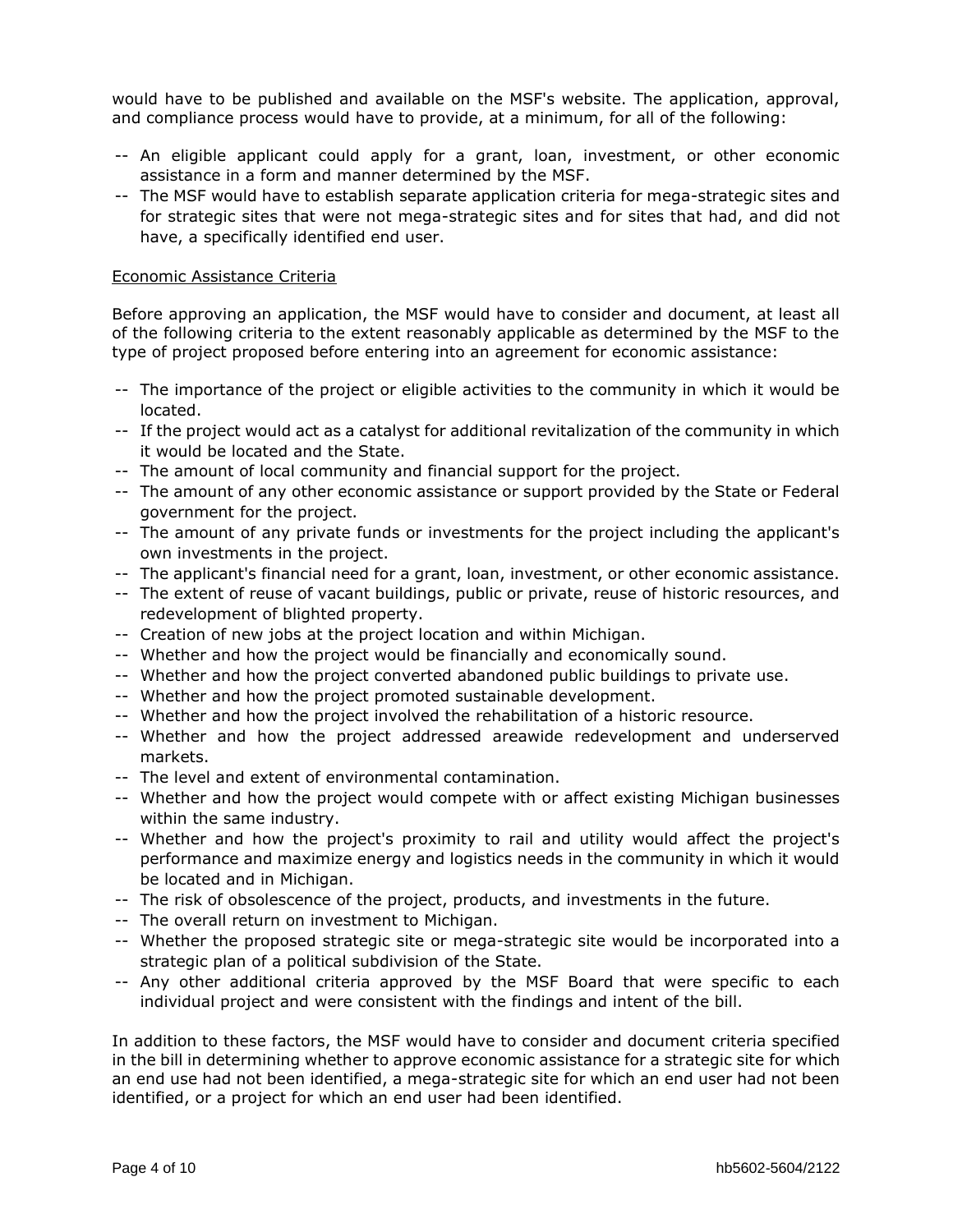would have to be published and available on the MSF's website. The application, approval, and compliance process would have to provide, at a minimum, for all of the following:

-- An eligible applicant could apply for a grant, loan, investment, or other economic assistance in a form and manner determined by the MSF.
-- The MSF would have to establish separate application criteria for mega-strategic sites and for strategic sites that were not mega-strategic sites and for sites that had, and did not have, a specifically identified end user.

Economic Assistance Criteria

Before approving an application, the MSF would have to consider and document, at least all of the following criteria to the extent reasonably applicable as determined by the MSF to the type of project proposed before entering into an agreement for economic assistance:

-- The importance of the project or eligible activities to the community in which it would be located.
-- If the project would act as a catalyst for additional revitalization of the community in which it would be located and the State.
-- The amount of local community and financial support for the project.
-- The amount of any other economic assistance or support provided by the State or Federal government for the project.
-- The amount of any private funds or investments for the project including the applicant's own investments in the project.
-- The applicant's financial need for a grant, loan, investment, or other economic assistance.
-- The extent of reuse of vacant buildings, public or private, reuse of historic resources, and redevelopment of blighted property.
-- Creation of new jobs at the project location and within Michigan.
-- Whether and how the project would be financially and economically sound.
-- Whether and how the project converted abandoned public buildings to private use.
-- Whether and how the project promoted sustainable development.
-- Whether and how the project involved the rehabilitation of a historic resource.
-- Whether and how the project addressed areawide redevelopment and underserved markets.
-- The level and extent of environmental contamination.
-- Whether and how the project would compete with or affect existing Michigan businesses within the same industry.
-- Whether and how the project's proximity to rail and utility would affect the project's performance and maximize energy and logistics needs in the community in which it would be located and in Michigan.
-- The risk of obsolescence of the project, products, and investments in the future.
-- The overall return on investment to Michigan.
-- Whether the proposed strategic site or mega-strategic site would be incorporated into a strategic plan of a political subdivision of the State.
-- Any other additional criteria approved by the MSF Board that were specific to each individual project and were consistent with the findings and intent of the bill.

In addition to these factors, the MSF would have to consider and document criteria specified in the bill in determining whether to approve economic assistance for a strategic site for which an end use had not been identified, a mega-strategic site for which an end user had not been identified, or a project for which an end user had been identified.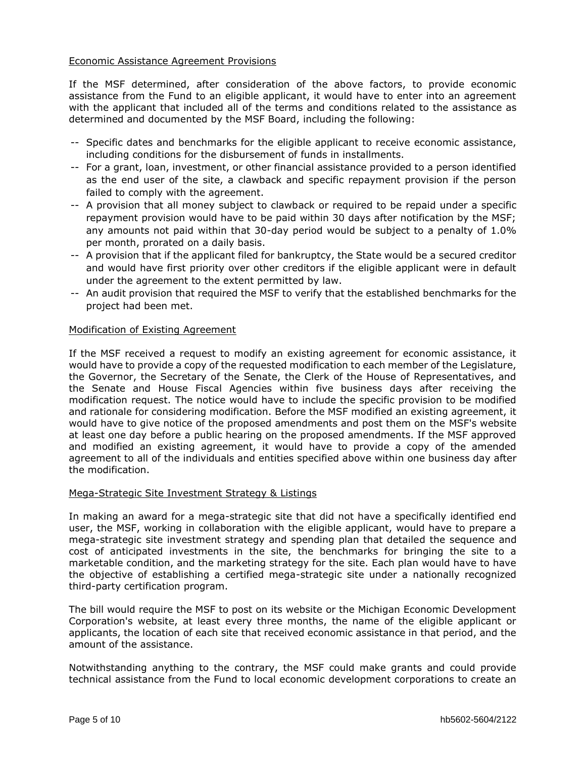## Economic Assistance Agreement Provisions

If the MSF determined, after consideration of the above factors, to provide economic assistance from the Fund to an eligible applicant, it would have to enter into an agreement with the applicant that included all of the terms and conditions related to the assistance as determined and documented by the MSF Board, including the following:

- -- Specific dates and benchmarks for the eligible applicant to receive economic assistance, including conditions for the disbursement of funds in installments.
- -- For a grant, loan, investment, or other financial assistance provided to a person identified as the end user of the site, a clawback and specific repayment provision if the person failed to comply with the agreement.
- -- A provision that all money subject to clawback or required to be repaid under a specific repayment provision would have to be paid within 30 days after notification by the MSF; any amounts not paid within that 30-day period would be subject to a penalty of 1.0% per month, prorated on a daily basis.
- -- A provision that if the applicant filed for bankruptcy, the State would be a secured creditor and would have first priority over other creditors if the eligible applicant were in default under the agreement to the extent permitted by law.
- -- An audit provision that required the MSF to verify that the established benchmarks for the project had been met.

## Modification of Existing Agreement

If the MSF received a request to modify an existing agreement for economic assistance, it would have to provide a copy of the requested modification to each member of the Legislature, the Governor, the Secretary of the Senate, the Clerk of the House of Representatives, and the Senate and House Fiscal Agencies within five business days after receiving the modification request. The notice would have to include the specific provision to be modified and rationale for considering modification. Before the MSF modified an existing agreement, it would have to give notice of the proposed amendments and post them on the MSF's website at least one day before a public hearing on the proposed amendments. If the MSF approved and modified an existing agreement, it would have to provide a copy of the amended agreement to all of the individuals and entities specified above within one business day after the modification.

## Mega-Strategic Site Investment Strategy & Listings

In making an award for a mega-strategic site that did not have a specifically identified end user, the MSF, working in collaboration with the eligible applicant, would have to prepare a mega-strategic site investment strategy and spending plan that detailed the sequence and cost of anticipated investments in the site, the benchmarks for bringing the site to a marketable condition, and the marketing strategy for the site. Each plan would have to have the objective of establishing a certified mega-strategic site under a nationally recognized third-party certification program.

The bill would require the MSF to post on its website or the Michigan Economic Development Corporation's website, at least every three months, the name of the eligible applicant or applicants, the location of each site that received economic assistance in that period, and the amount of the assistance.

Notwithstanding anything to the contrary, the MSF could make grants and could provide technical assistance from the Fund to local economic development corporations to create an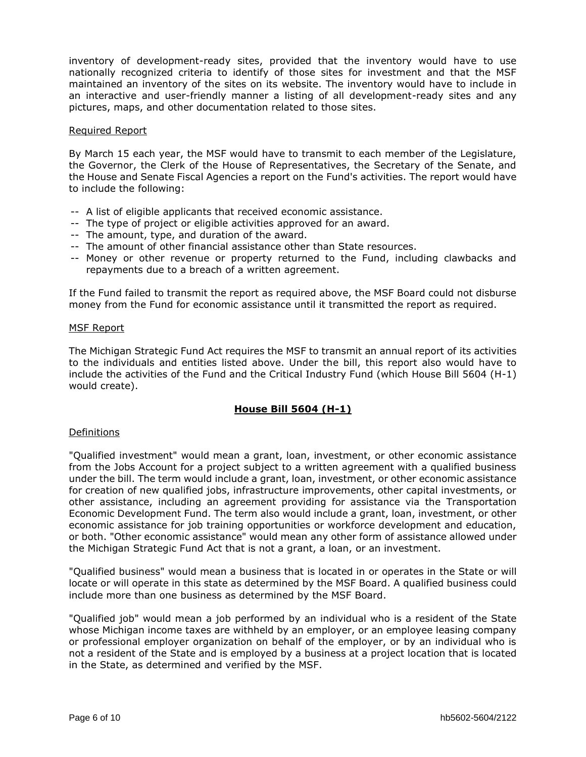inventory of development-ready sites, provided that the inventory would have to use nationally recognized criteria to identify of those sites for investment and that the MSF maintained an inventory of the sites on its website. The inventory would have to include in an interactive and user-friendly manner a listing of all development-ready sites and any pictures, maps, and other documentation related to those sites.

Required Report

By March 15 each year, the MSF would have to transmit to each member of the Legislature, the Governor, the Clerk of the House of Representatives, the Secretary of the Senate, and the House and Senate Fiscal Agencies a report on the Fund's activities. The report would have to include the following:

-- A list of eligible applicants that received economic assistance.
-- The type of project or eligible activities approved for an award.
-- The amount, type, and duration of the award.
-- The amount of other financial assistance other than State resources.
-- Money or other revenue or property returned to the Fund, including clawbacks and repayments due to a breach of a written agreement.

If the Fund failed to transmit the report as required above, the MSF Board could not disburse money from the Fund for economic assistance until it transmitted the report as required.

MSF Report

The Michigan Strategic Fund Act requires the MSF to transmit an annual report of its activities to the individuals and entities listed above. Under the bill, this report also would have to include the activities of the Fund and the Critical Industry Fund (which House Bill 5604 (H-1) would create).

## House Bill 5604 (H-1)

Definitions

"Qualified investment" would mean a grant, loan, investment, or other economic assistance from the Jobs Account for a project subject to a written agreement with a qualified business under the bill. The term would include a grant, loan, investment, or other economic assistance for creation of new qualified jobs, infrastructure improvements, other capital investments, or other assistance, including an agreement providing for assistance via the Transportation Economic Development Fund. The term also would include a grant, loan, investment, or other economic assistance for job training opportunities or workforce development and education, or both. "Other economic assistance" would mean any other form of assistance allowed under the Michigan Strategic Fund Act that is not a grant, a loan, or an investment.

"Qualified business" would mean a business that is located in or operates in the State or will locate or will operate in this state as determined by the MSF Board. A qualified business could include more than one business as determined by the MSF Board.

"Qualified job" would mean a job performed by an individual who is a resident of the State whose Michigan income taxes are withheld by an employer, or an employee leasing company or professional employer organization on behalf of the employer, or by an individual who is not a resident of the State and is employed by a business at a project location that is located in the State, as determined and verified by the MSF.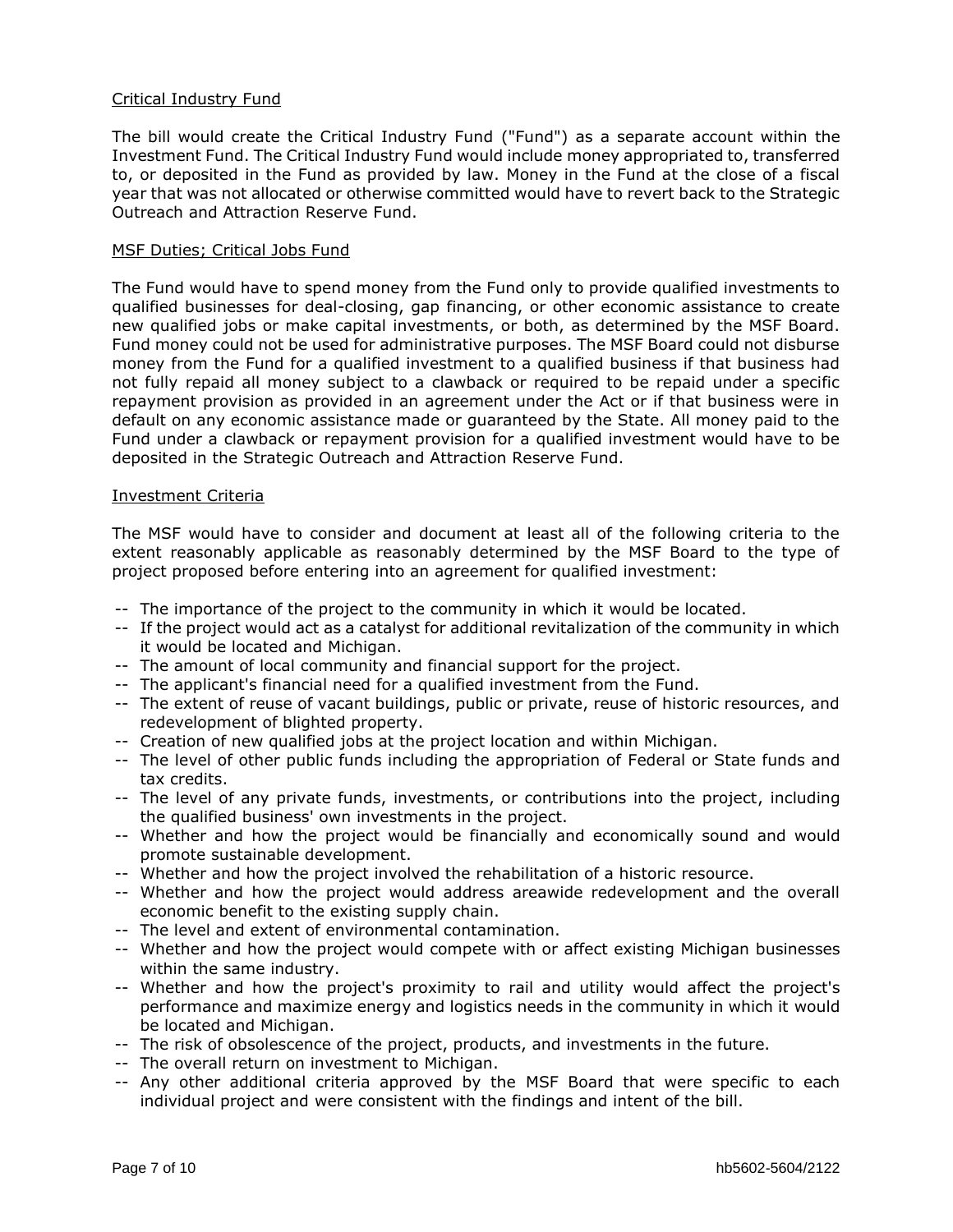Critical Industry Fund

The bill would create the Critical Industry Fund ("Fund") as a separate account within the Investment Fund. The Critical Industry Fund would include money appropriated to, transferred to, or deposited in the Fund as provided by law. Money in the Fund at the close of a fiscal year that was not allocated or otherwise committed would have to revert back to the Strategic Outreach and Attraction Reserve Fund.

MSF Duties; Critical Jobs Fund

The Fund would have to spend money from the Fund only to provide qualified investments to qualified businesses for deal-closing, gap financing, or other economic assistance to create new qualified jobs or make capital investments, or both, as determined by the MSF Board. Fund money could not be used for administrative purposes. The MSF Board could not disburse money from the Fund for a qualified investment to a qualified business if that business had not fully repaid all money subject to a clawback or required to be repaid under a specific repayment provision as provided in an agreement under the Act or if that business were in default on any economic assistance made or guaranteed by the State. All money paid to the Fund under a clawback or repayment provision for a qualified investment would have to be deposited in the Strategic Outreach and Attraction Reserve Fund.

Investment Criteria

The MSF would have to consider and document at least all of the following criteria to the extent reasonably applicable as reasonably determined by the MSF Board to the type of project proposed before entering into an agreement for qualified investment:

-- The importance of the project to the community in which it would be located.
-- If the project would act as a catalyst for additional revitalization of the community in which it would be located and Michigan.
-- The amount of local community and financial support for the project.
-- The applicant's financial need for a qualified investment from the Fund.
-- The extent of reuse of vacant buildings, public or private, reuse of historic resources, and redevelopment of blighted property.
-- Creation of new qualified jobs at the project location and within Michigan.
-- The level of other public funds including the appropriation of Federal or State funds and tax credits.
-- The level of any private funds, investments, or contributions into the project, including the qualified business' own investments in the project.
-- Whether and how the project would be financially and economically sound and would promote sustainable development.
-- Whether and how the project involved the rehabilitation of a historic resource.
-- Whether and how the project would address areawide redevelopment and the overall economic benefit to the existing supply chain.
-- The level and extent of environmental contamination.
-- Whether and how the project would compete with or affect existing Michigan businesses within the same industry.
-- Whether and how the project's proximity to rail and utility would affect the project's performance and maximize energy and logistics needs in the community in which it would be located and Michigan.
-- The risk of obsolescence of the project, products, and investments in the future.
-- The overall return on investment to Michigan.
-- Any other additional criteria approved by the MSF Board that were specific to each individual project and were consistent with the findings and intent of the bill.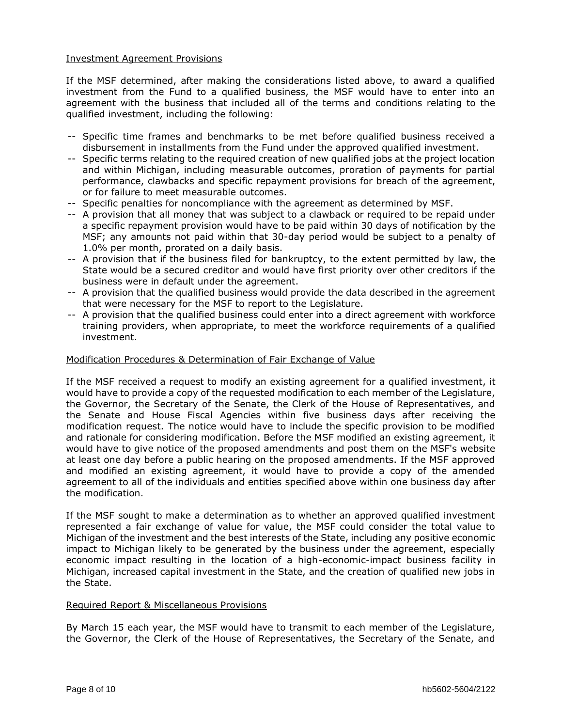Investment Agreement Provisions

If the MSF determined, after making the considerations listed above, to award a qualified investment from the Fund to a qualified business, the MSF would have to enter into an agreement with the business that included all of the terms and conditions relating to the qualified investment, including the following:

-- Specific time frames and benchmarks to be met before qualified business received a disbursement in installments from the Fund under the approved qualified investment.
-- Specific terms relating to the required creation of new qualified jobs at the project location and within Michigan, including measurable outcomes, proration of payments for partial performance, clawbacks and specific repayment provisions for breach of the agreement, or for failure to meet measurable outcomes.
-- Specific penalties for noncompliance with the agreement as determined by MSF.
-- A provision that all money that was subject to a clawback or required to be repaid under a specific repayment provision would have to be paid within 30 days of notification by the MSF; any amounts not paid within that 30-day period would be subject to a penalty of 1.0% per month, prorated on a daily basis.
-- A provision that if the business filed for bankruptcy, to the extent permitted by law, the State would be a secured creditor and would have first priority over other creditors if the business were in default under the agreement.
-- A provision that the qualified business would provide the data described in the agreement that were necessary for the MSF to report to the Legislature.
-- A provision that the qualified business could enter into a direct agreement with workforce training providers, when appropriate, to meet the workforce requirements of a qualified investment.

Modification Procedures & Determination of Fair Exchange of Value

If the MSF received a request to modify an existing agreement for a qualified investment, it would have to provide a copy of the requested modification to each member of the Legislature, the Governor, the Secretary of the Senate, the Clerk of the House of Representatives, and the Senate and House Fiscal Agencies within five business days after receiving the modification request. The notice would have to include the specific provision to be modified and rationale for considering modification. Before the MSF modified an existing agreement, it would have to give notice of the proposed amendments and post them on the MSF's website at least one day before a public hearing on the proposed amendments. If the MSF approved and modified an existing agreement, it would have to provide a copy of the amended agreement to all of the individuals and entities specified above within one business day after the modification.

If the MSF sought to make a determination as to whether an approved qualified investment represented a fair exchange of value for value, the MSF could consider the total value to Michigan of the investment and the best interests of the State, including any positive economic impact to Michigan likely to be generated by the business under the agreement, especially economic impact resulting in the location of a high-economic-impact business facility in Michigan, increased capital investment in the State, and the creation of qualified new jobs in the State.

Required Report & Miscellaneous Provisions

By March 15 each year, the MSF would have to transmit to each member of the Legislature, the Governor, the Clerk of the House of Representatives, the Secretary of the Senate, and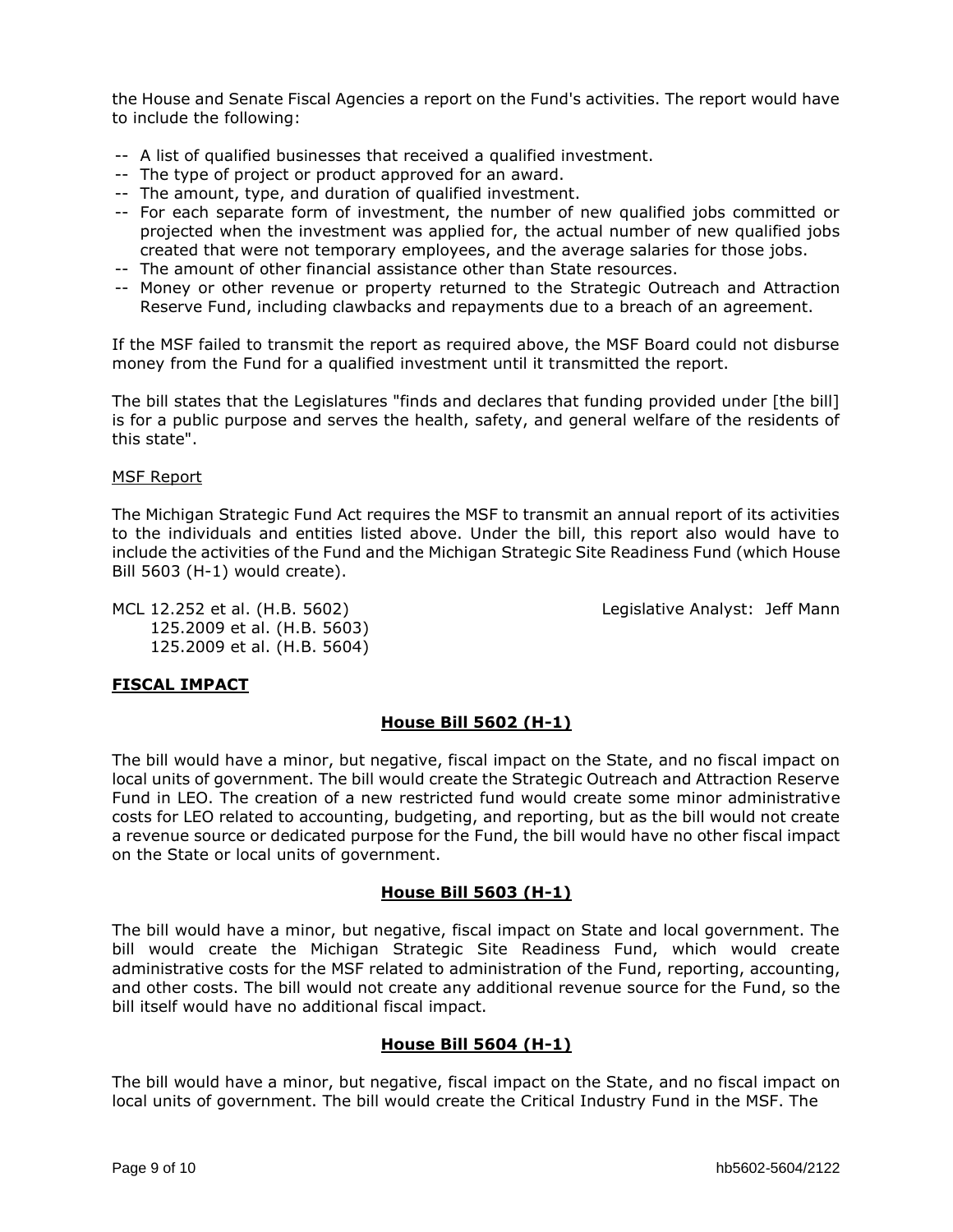the House and Senate Fiscal Agencies a report on the Fund's activities. The report would have to include the following:

-- A list of qualified businesses that received a qualified investment.
-- The type of project or product approved for an award.
-- The amount, type, and duration of qualified investment.
-- For each separate form of investment, the number of new qualified jobs committed or projected when the investment was applied for, the actual number of new qualified jobs created that were not temporary employees, and the average salaries for those jobs.
-- The amount of other financial assistance other than State resources.
-- Money or other revenue or property returned to the Strategic Outreach and Attraction Reserve Fund, including clawbacks and repayments due to a breach of an agreement.

If the MSF failed to transmit the report as required above, the MSF Board could not disburse money from the Fund for a qualified investment until it transmitted the report.

The bill states that the Legislatures "finds and declares that funding provided under [the bill] is for a public purpose and serves the health, safety, and general welfare of the residents of this state".

MSF Report

The Michigan Strategic Fund Act requires the MSF to transmit an annual report of its activities to the individuals and entities listed above. Under the bill, this report also would have to include the activities of the Fund and the Michigan Strategic Site Readiness Fund (which House Bill 5603 (H-1) would create).

MCL 12.252 et al. (H.B. 5602)
125.2009 et al. (H.B. 5603)
125.2009 et al. (H.B. 5604)

Legislative Analyst: Jeff Mann

## FISCAL IMPACT

### House Bill 5602 (H-1)

The bill would have a minor, but negative, fiscal impact on the State, and no fiscal impact on local units of government. The bill would create the Strategic Outreach and Attraction Reserve Fund in LEO. The creation of a new restricted fund would create some minor administrative costs for LEO related to accounting, budgeting, and reporting, but as the bill would not create a revenue source or dedicated purpose for the Fund, the bill would have no other fiscal impact on the State or local units of government.

### House Bill 5603 (H-1)

The bill would have a minor, but negative, fiscal impact on State and local government. The bill would create the Michigan Strategic Site Readiness Fund, which would create administrative costs for the MSF related to administration of the Fund, reporting, accounting, and other costs. The bill would not create any additional revenue source for the Fund, so the bill itself would have no additional fiscal impact.

### House Bill 5604 (H-1)

The bill would have a minor, but negative, fiscal impact on the State, and no fiscal impact on local units of government. The bill would create the Critical Industry Fund in the MSF. The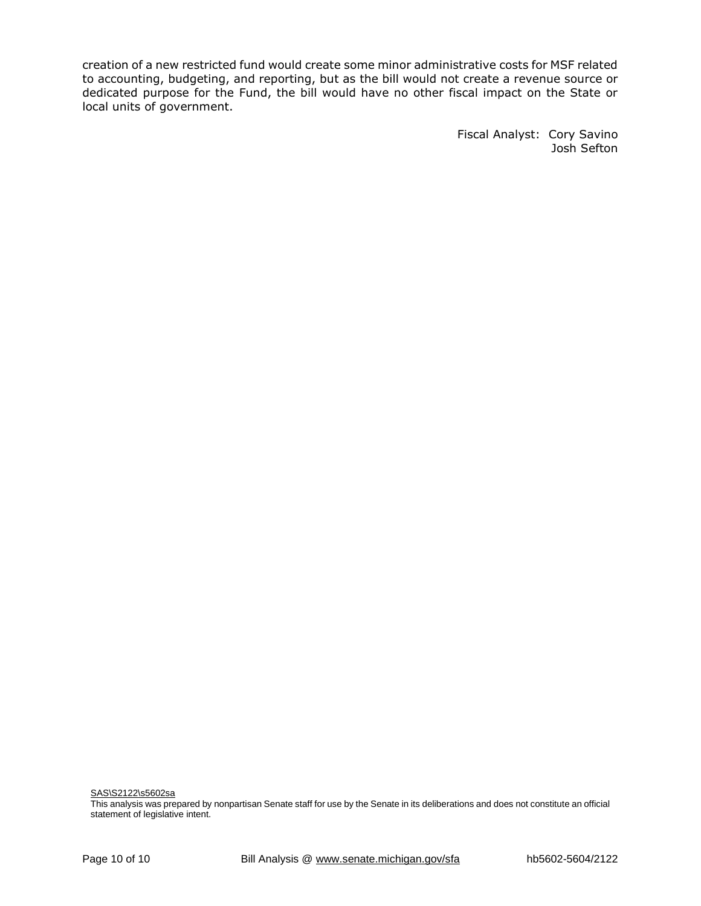creation of a new restricted fund would create some minor administrative costs for MSF related to accounting, budgeting, and reporting, but as the bill would not create a revenue source or dedicated purpose for the Fund, the bill would have no other fiscal impact on the State or local units of government.

Fiscal Analyst: Cory Savino
Josh Sefton

SAS\S2122\s5602sa

This analysis was prepared by nonpartisan Senate staff for use by the Senate in its deliberations and does not constitute an official statement of legislative intent.